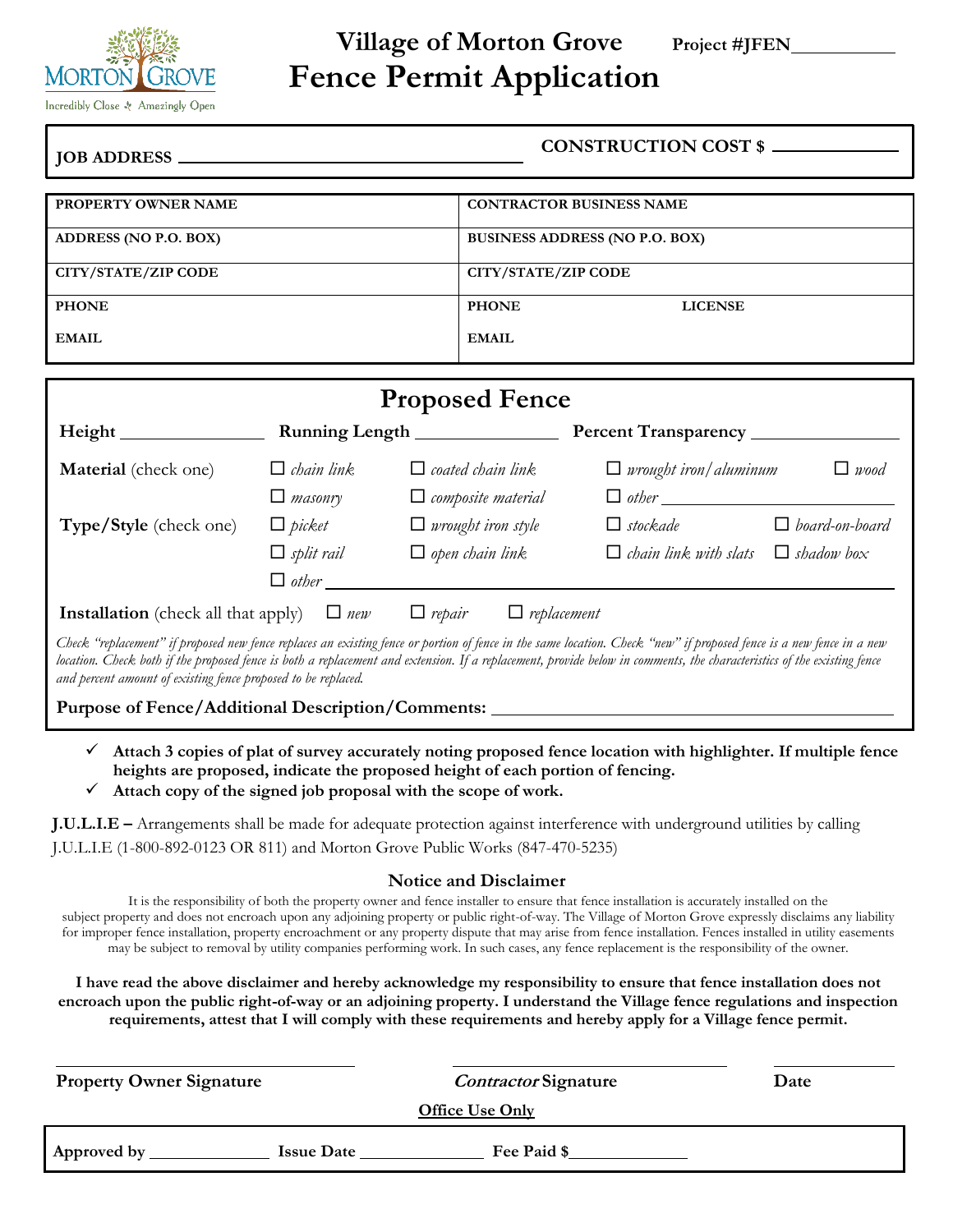Morton Grove — Incredibly Close ✣ Amazingly Open

# Village of Morton Grove
# Fence Permit Application

**Project #JFEN**\_\_\_\_\_\_\_\_\_\_

**JOB ADDRESS** \_\_\_\_\_\_\_\_\_\_\_\_\_\_\_\_\_\_\_\_\_\_\_\_\_\_\_\_\_\_ **CONSTRUCTION COST $** \_\_\_\_\_\_\_\_\_\_

| PROPERTY OWNER NAME | CONTRACTOR BUSINESS NAME |
|---|---|
| ADDRESS (NO P.O. BOX) | BUSINESS ADDRESS (NO P.O. BOX) |
| CITY/STATE/ZIP CODE | CITY/STATE/ZIP CODE |
| PHONE | PHONE LICENSE |
| EMAIL | EMAIL |

## Proposed Fence

**Height** \_\_\_\_\_\_\_\_\_\_ **Running Length** \_\_\_\_\_\_\_\_\_\_ **Percent Transparency** \_\_\_\_\_\_\_\_\_\_

**Material** (check one)
- ☐ *chain link*
- ☐ *coated chain link*
- ☐ *wrought iron/aluminum*
- ☐ *wood*
- ☐ *masonry*
- ☐ *composite material*
- ☐ *other* \_\_\_\_\_\_\_\_\_\_

**Type/Style** (check one)
- ☐ *picket*
- ☐ *wrought iron style*
- ☐ *stockade*
- ☐ *board-on-board*
- ☐ *split rail*
- ☐ *open chain link*
- ☐ *chain link with slats*
- ☐ *shadow box*
- ☐ *other* \_\_\_\_\_\_\_\_\_\_

**Installation** (check all that apply) ☐ *new* ☐ *repair* ☐ *replacement*

*Check "replacement" if proposed new fence replaces an existing fence or portion of fence in the same location. Check "new" if proposed fence is a new fence in a new location. Check both if the proposed fence is both a replacement and extension. If a replacement, provide below in comments, the characteristics of the existing fence and percent amount of existing fence proposed to be replaced.*

**Purpose of Fence/Additional Description/Comments:** \_\_\_\_\_\_\_\_\_\_\_\_\_\_\_\_\_\_\_\_

- ✓ **Attach 3 copies of plat of survey accurately noting proposed fence location with highlighter. If multiple fence heights are proposed, indicate the proposed height of each portion of fencing.**
- ✓ **Attach copy of the signed job proposal with the scope of work.**

**J.U.L.I.E –** Arrangements shall be made for adequate protection against interference with underground utilities by calling J.U.L.I.E (1-800-892-0123 OR 811) and Morton Grove Public Works (847-470-5235)

### Notice and Disclaimer

It is the responsibility of both the property owner and fence installer to ensure that fence installation is accurately installed on the subject property and does not encroach upon any adjoining property or public right-of-way. The Village of Morton Grove expressly disclaims any liability for improper fence installation, property encroachment or any property dispute that may arise from fence installation. Fences installed in utility easements may be subject to removal by utility companies performing work. In such cases, any fence replacement is the responsibility of the owner.

**I have read the above disclaimer and hereby acknowledge my responsibility to ensure that fence installation does not encroach upon the public right-of-way or an adjoining property. I understand the Village fence regulations and inspection requirements, attest that I will comply with these requirements and hereby apply for a Village fence permit.**

\_\_\_\_\_\_\_\_\_\_\_\_\_\_\_\_\_\_\_\_ \_\_\_\_\_\_\_\_\_\_\_\_\_\_\_\_\_\_\_\_ \_\_\_\_\_\_\_\_\_\_

**Property Owner Signature** ***Contractor* Signature** **Date**

**Office Use Only**

**Approved by** \_\_\_\_\_\_\_\_\_\_ **Issue Date** \_\_\_\_\_\_\_\_\_\_ **Fee Paid $**\_\_\_\_\_\_\_\_\_\_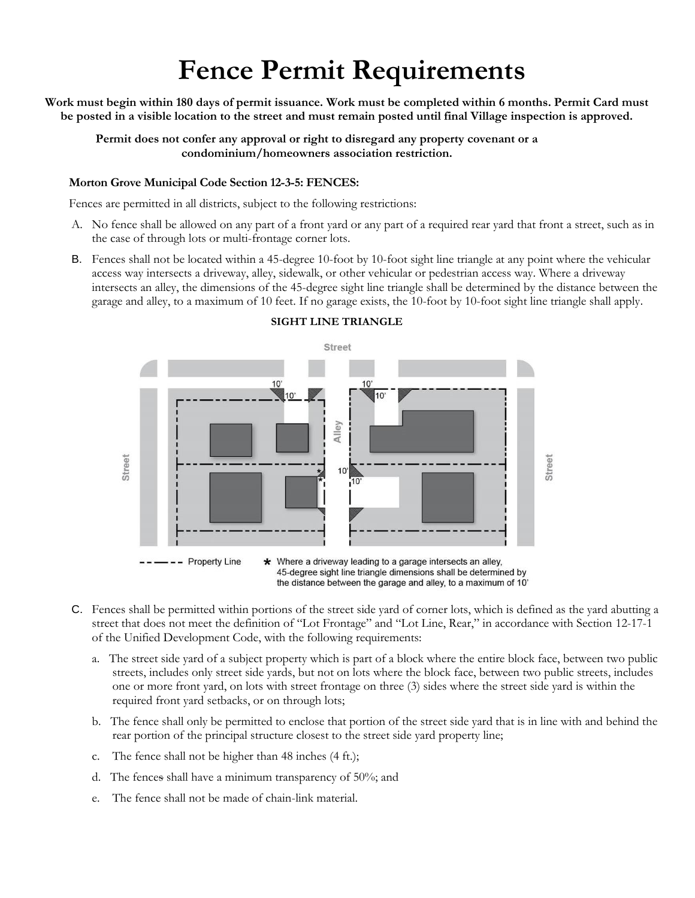# Fence Permit Requirements

**Work must begin within 180 days of permit issuance. Work must be completed within 6 months. Permit Card must be posted in a visible location to the street and must remain posted until final Village inspection is approved.**

**Permit does not confer any approval or right to disregard any property covenant or a condominium/homeowners association restriction.**

**Morton Grove Municipal Code Section 12-3-5: FENCES:**

Fences are permitted in all districts, subject to the following restrictions:

A. No fence shall be allowed on any part of a front yard or any part of a required rear yard that front a street, such as in the case of through lots or multi-frontage corner lots.

B. Fences shall not be located within a 45-degree 10-foot by 10-foot sight line triangle at any point where the vehicular access way intersects a driveway, alley, sidewalk, or other vehicular or pedestrian access way. Where a driveway intersects an alley, the dimensions of the 45-degree sight line triangle shall be determined by the distance between the garage and alley, to a maximum of 10 feet. If no garage exists, the 10-foot by 10-foot sight line triangle shall apply.

**SIGHT LINE TRIANGLE**

Street

Alley

Street

Street

10'

10'

- - — - - Property Line

* Where a driveway leading to a garage intersects an alley, 45-degree sight line triangle dimensions shall be determined by the distance between the garage and alley, to a maximum of 10'

C. Fences shall be permitted within portions of the street side yard of corner lots, which is defined as the yard abutting a street that does not meet the definition of "Lot Frontage" and "Lot Line, Rear," in accordance with Section 12-17-1 of the Unified Development Code, with the following requirements:

   a. The street side yard of a subject property which is part of a block where the entire block face, between two public streets, includes only street side yards, but not on lots where the block face, between two public streets, includes one or more front yard, on lots with street frontage on three (3) sides where the street side yard is within the required front yard setbacks, or on through lots;

   b. The fence shall only be permitted to enclose that portion of the street side yard that is in line with and behind the rear portion of the principal structure closest to the street side yard property line;

   c. The fence shall not be higher than 48 inches (4 ft.);

   d. The fences shall have a minimum transparency of 50%; and

   e. The fence shall not be made of chain-link material.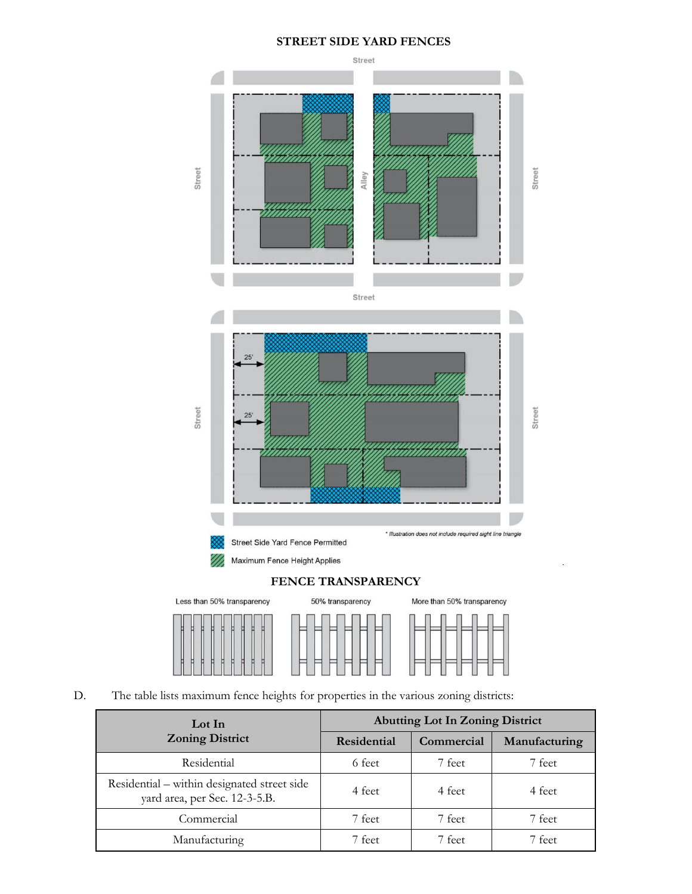**STREET SIDE YARD FENCES**

Street

Street

Alley

Street

Street

Street

Street

25'

25'

\* Illustration does not include required sight line triangle

Street Side Yard Fence Permitted

Maximum Fence Height Applies

**FENCE TRANSPARENCY**

Less than 50% transparency

50% transparency

More than 50% transparency

D. The table lists maximum fence heights for properties in the various zoning districts:

| Lot In Zoning District | Abutting Lot In Zoning District | | |
|---|---|---|---|
| | Residential | Commercial | Manufacturing |
| Residential | 6 feet | 7 feet | 7 feet |
| Residential – within designated street side yard area, per Sec. 12-3-5.B. | 4 feet | 4 feet | 4 feet |
| Commercial | 7 feet | 7 feet | 7 feet |
| Manufacturing | 7 feet | 7 feet | 7 feet |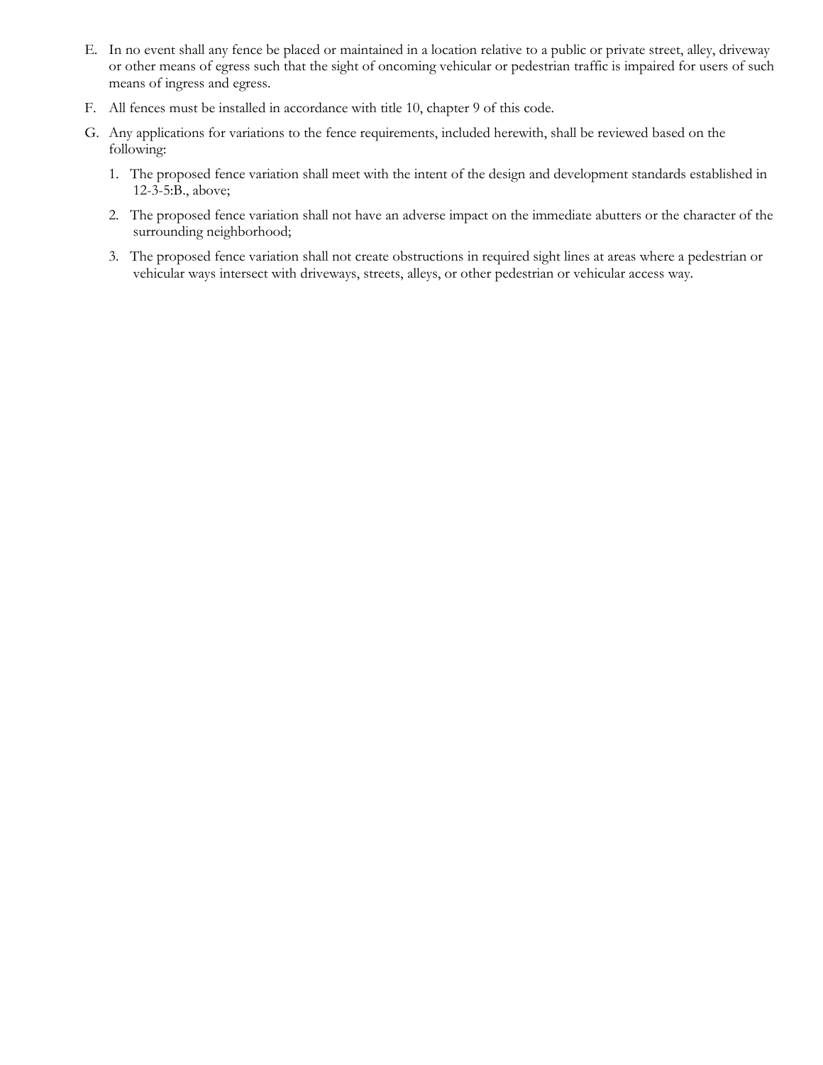E. In no event shall any fence be placed or maintained in a location relative to a public or private street, alley, driveway or other means of egress such that the sight of oncoming vehicular or pedestrian traffic is impaired for users of such means of ingress and egress.

F. All fences must be installed in accordance with title 10, chapter 9 of this code.

G. Any applications for variations to the fence requirements, included herewith, shall be reviewed based on the following:

   1. The proposed fence variation shall meet with the intent of the design and development standards established in 12-3-5:B., above;

   2. The proposed fence variation shall not have an adverse impact on the immediate abutters or the character of the surrounding neighborhood;

   3. The proposed fence variation shall not create obstructions in required sight lines at areas where a pedestrian or vehicular ways intersect with driveways, streets, alleys, or other pedestrian or vehicular access way.